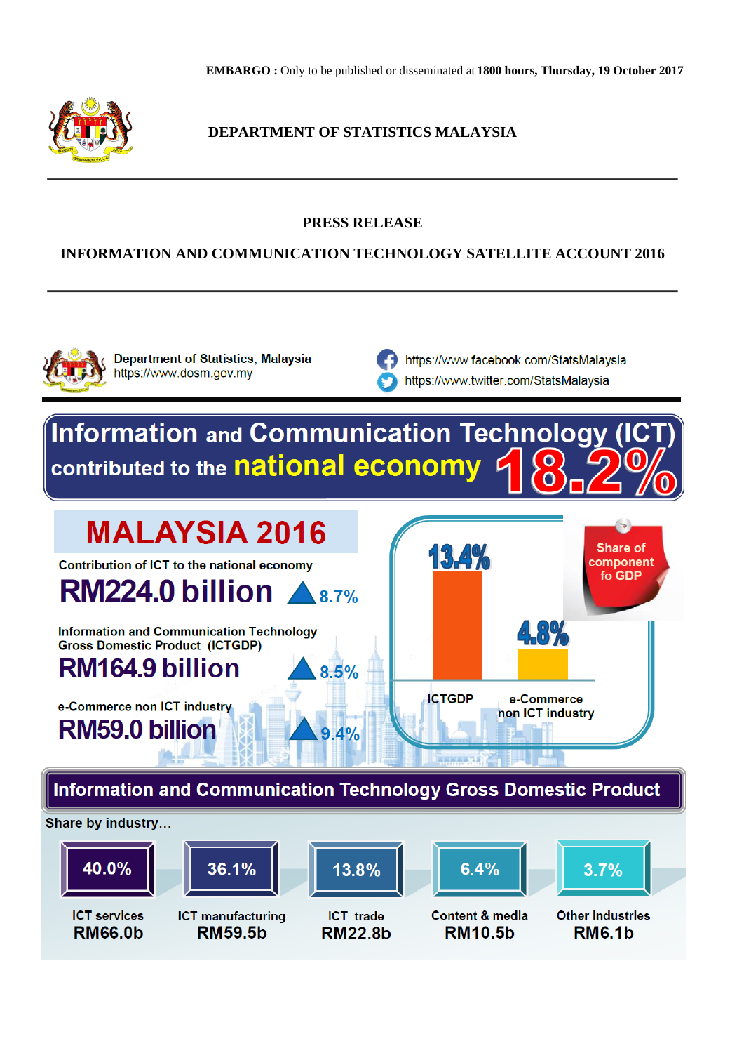**EMBARGO :** Only to be published or disseminated at **1800 hours, Thursday, 19 October 2017**

**DEPARTMENT OF STATISTICS MALAYSIA**

**PRESS RELEASE**

**INFORMATION AND COMMUNICATION TECHNOLOGY SATELLITE ACCOUNT 2016**

Department of Statistics, Malaysia
https://www.dosm.gov.my

https://www.facebook.com/StatsMalaysia
https://www.twitter.com/StatsMalaysia

# Information and Communication Technology (ICT) contributed to the national economy 18.2%

## MALAYSIA 2016

Contribution of ICT to the national economy
**RM224.0 billion** ▲ 8.7%

Information and Communication Technology Gross Domestic Product (ICTGDP)
**RM164.9 billion** ▲ 8.5%

e-Commerce non ICT industry
**RM59.0 billion** ▲ 9.4%

**Share of component fo GDP**

| Component | Share |
|---|---|
| ICTGDP | 13.4% |
| e-Commerce non ICT industry | 4.8% |

## Information and Communication Technology Gross Domestic Product

Share by industry…

| Industry | Share | Value |
|---|---|---|
| ICT services | 40.0% | RM66.0b |
| ICT manufacturing | 36.1% | RM59.5b |
| ICT trade | 13.8% | RM22.8b |
| Content & media | 6.4% | RM10.5b |
| Other industries | 3.7% | RM6.1b |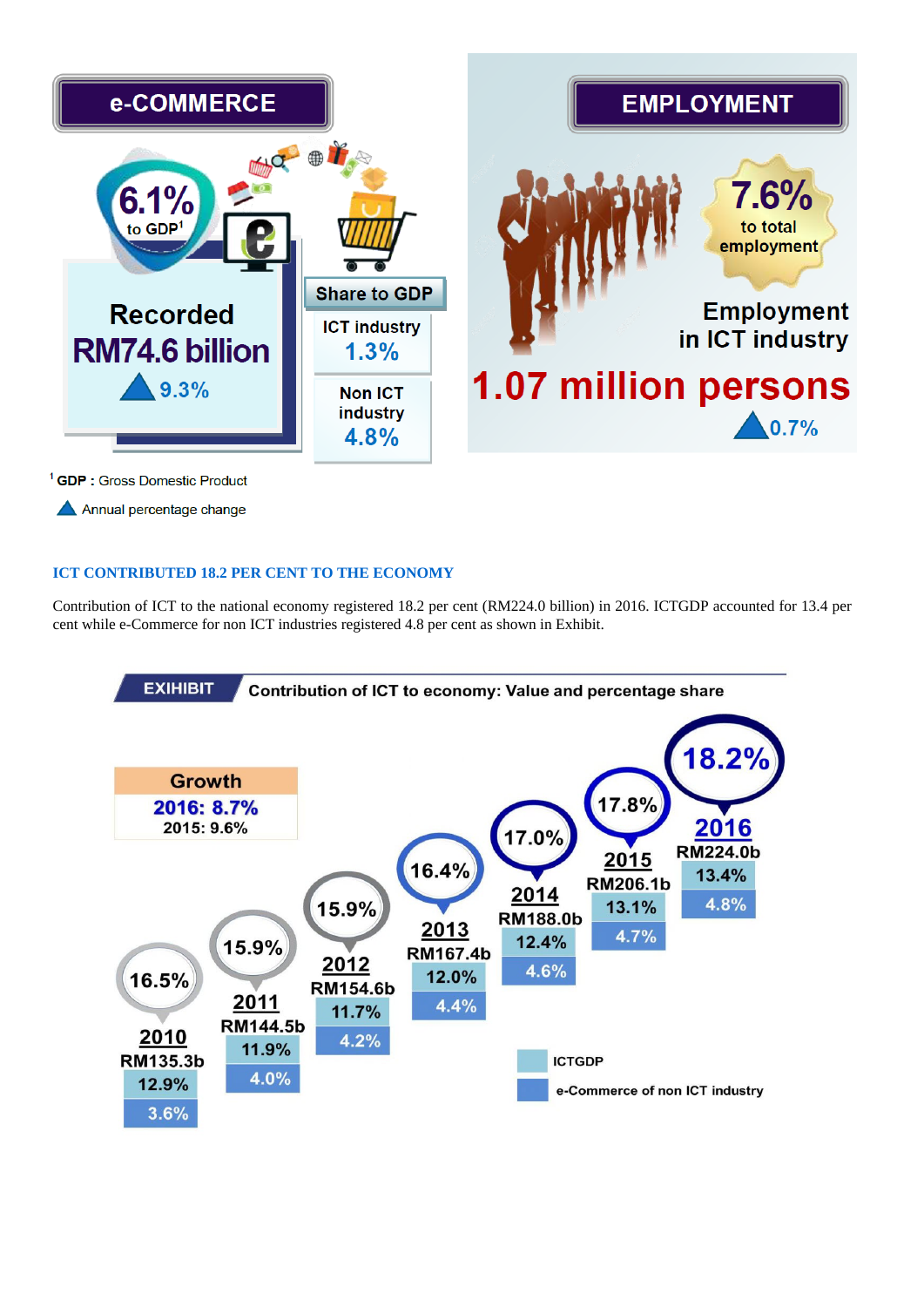## e-COMMERCE

6.1% to GDP[1]

Recorded **RM74.6 billion**

▲ 9.3%

**Share to GDP**

ICT industry 1.3%

Non ICT industry 4.8%

## EMPLOYMENT

7.6% to total employment

Employment in ICT industry

**1.07 million persons**

▲ 0.7%

[1] **GDP :** Gross Domestic Product

▲ Annual percentage change

### ICT CONTRIBUTED 18.2 PER CENT TO THE ECONOMY

Contribution of ICT to the national economy registered 18.2 per cent (RM224.0 billion) in 2016. ICTGDP accounted for 13.4 per cent while e-Commerce for non ICT industries registered 4.8 per cent as shown in Exhibit.

**EXIHIBIT** **Contribution of ICT to economy: Value and percentage share**

**Growth**
**2016: 8.7%**
2015: 9.6%

| Year | Value | Share of ICT to economy | ICTGDP | e-Commerce of non ICT industry |
|---|---|---|---|---|
| 2010 | RM135.3b | 16.5% | 12.9% | 3.6% |
| 2011 | RM144.5b | 15.9% | 11.9% | 4.0% |
| 2012 | RM154.6b | 15.9% | 11.7% | 4.2% |
| 2013 | RM167.4b | 16.4% | 12.0% | 4.4% |
| 2014 | RM188.0b | 17.0% | 12.4% | 4.6% |
| 2015 | RM206.1b | 17.8% | 13.1% | 4.7% |
| 2016 | RM224.0b | 18.2% | 13.4% | 4.8% |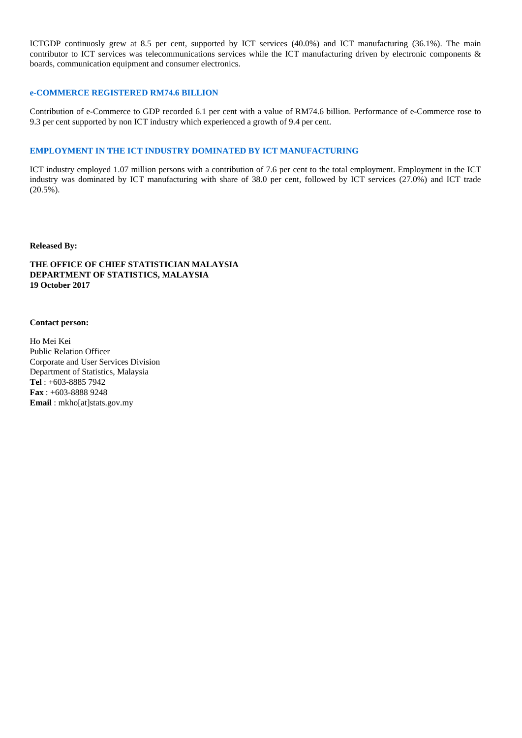ICTGDP continuosly grew at 8.5 per cent, supported by ICT services (40.0%) and ICT manufacturing (36.1%). The main contributor to ICT services was telecommunications services while the ICT manufacturing driven by electronic components & boards, communication equipment and consumer electronics.

### e-COMMERCE REGISTERED RM74.6 BILLION

Contribution of e-Commerce to GDP recorded 6.1 per cent with a value of RM74.6 billion. Performance of e-Commerce rose to 9.3 per cent supported by non ICT industry which experienced a growth of 9.4 per cent.

### EMPLOYMENT IN THE ICT INDUSTRY DOMINATED BY ICT MANUFACTURING

ICT industry employed 1.07 million persons with a contribution of 7.6 per cent to the total employment. Employment in the ICT industry was dominated by ICT manufacturing with share of 38.0 per cent, followed by ICT services (27.0%) and ICT trade (20.5%).

**Released By:**

**THE OFFICE OF CHIEF STATISTICIAN MALAYSIA**
**DEPARTMENT OF STATISTICS, MALAYSIA**
**19 October 2017**

**Contact person:**

Ho Mei Kei
Public Relation Officer
Corporate and User Services Division
Department of Statistics, Malaysia
**Tel** : +603-8885 7942
**Fax** : +603-8888 9248
**Email** : mkho[at]stats.gov.my